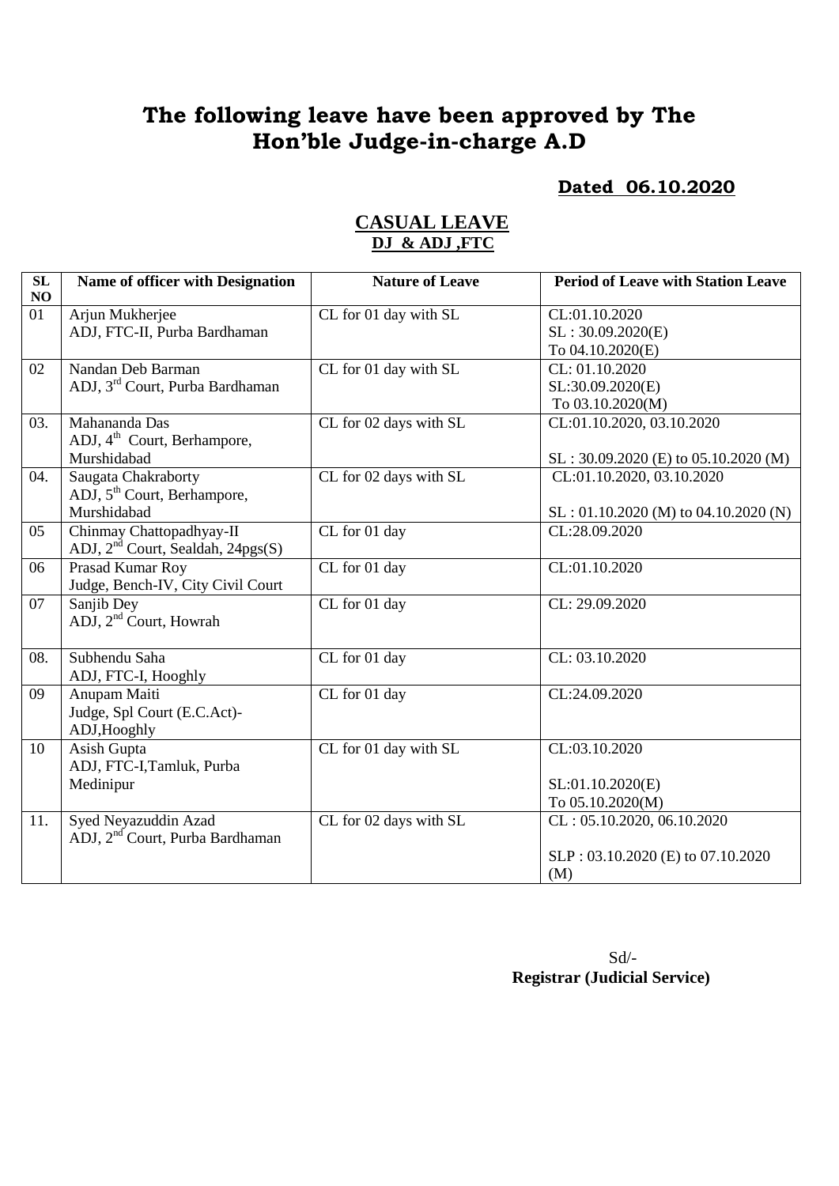# The following leave have been approved by The Hon'ble Judge-in-charge A.D

**Dated 06.10.2020**

## CASUAL LEAVE

**DJ & ADJ ,FTC**

| SL NO | Name of officer with Designation | Nature of Leave | Period of Leave with Station Leave |
|---|---|---|---|
| 01 | Arjun Mukherjee<br>ADJ, FTC-II, Purba Bardhaman | CL for 01 day with SL | CL:01.10.2020<br>SL : 30.09.2020(E)<br>To 04.10.2020(E) |
| 02 | Nandan Deb Barman<br>ADJ, 3rd Court, Purba Bardhaman | CL for 01 day with SL | CL: 01.10.2020<br>SL:30.09.2020(E)<br>To 03.10.2020(M) |
| 03. | Mahananda Das<br>ADJ, 4th Court, Berhampore, Murshidabad | CL for 02 days with SL | CL:01.10.2020, 03.10.2020<br><br>SL : 30.09.2020 (E) to 05.10.2020 (M) |
| 04. | Saugata Chakraborty<br>ADJ, 5th Court, Berhampore, Murshidabad | CL for 02 days with SL | CL:01.10.2020, 03.10.2020<br><br>SL : 01.10.2020 (M) to 04.10.2020 (N) |
| 05 | Chinmay Chattopadhyay-II<br>ADJ, 2nd Court, Sealdah, 24pgs(S) | CL for 01 day | CL:28.09.2020 |
| 06 | Prasad Kumar Roy<br>Judge, Bench-IV, City Civil Court | CL for 01 day | CL:01.10.2020 |
| 07 | Sanjib Dey<br>ADJ, 2nd Court, Howrah | CL for 01 day | CL: 29.09.2020 |
| 08. | Subhendu Saha<br>ADJ, FTC-I, Hooghly | CL for 01 day | CL: 03.10.2020 |
| 09 | Anupam Maiti<br>Judge, Spl Court (E.C.Act)-ADJ,Hooghly | CL for 01 day | CL:24.09.2020 |
| 10 | Asish Gupta<br>ADJ, FTC-I,Tamluk, Purba Medinipur | CL for 01 day with SL | CL:03.10.2020<br><br>SL:01.10.2020(E)<br>To 05.10.2020(M) |
| 11. | Syed Neyazuddin Azad<br>ADJ, 2nd Court, Purba Bardhaman | CL for 02 days with SL | CL : 05.10.2020, 06.10.2020<br><br>SLP : 03.10.2020 (E) to 07.10.2020 (M) |

Sd/-
**Registrar (Judicial Service)**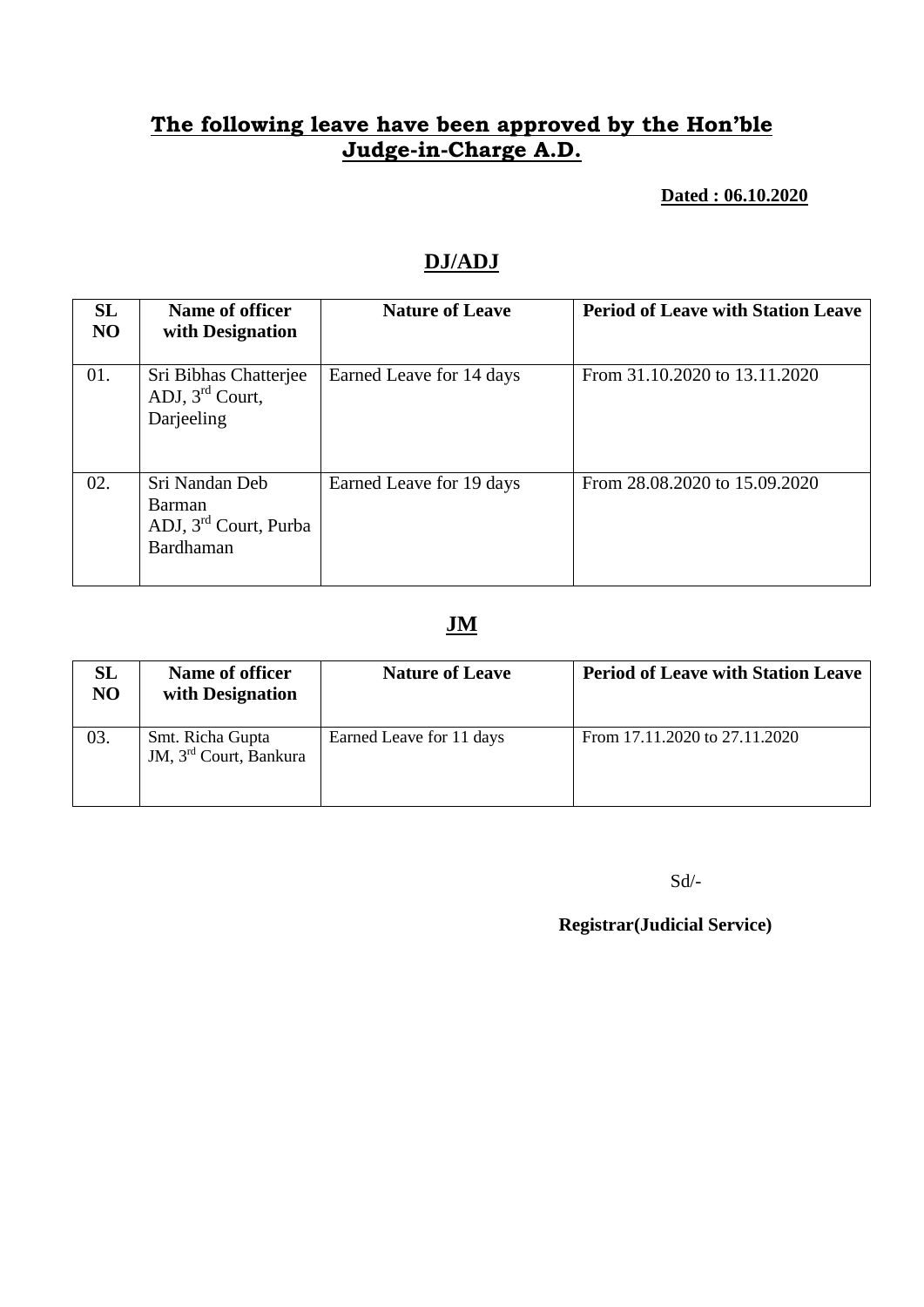## **The following leave have been approved by the Hon'ble Judge-in-Charge A.D.**

**Dated : 06.10.2020**

### DJ/ADJ

| SL NO | Name of officer with Designation | Nature of Leave | Period of Leave with Station Leave |
|---|---|---|---|
| 01. | Sri Bibhas Chatterjee ADJ, 3rd Court, Darjeeling | Earned Leave for 14 days | From 31.10.2020 to 13.11.2020 |
| 02. | Sri Nandan Deb Barman ADJ, 3rd Court, Purba Bardhaman | Earned Leave for 19 days | From 28.08.2020 to 15.09.2020 |

### JM

| SL NO | Name of officer with Designation | Nature of Leave | Period of Leave with Station Leave |
|---|---|---|---|
| 03. | Smt. Richa Gupta JM, 3rd Court, Bankura | Earned Leave for 11 days | From 17.11.2020 to 27.11.2020 |

Sd/-

**Registrar(Judicial Service)**